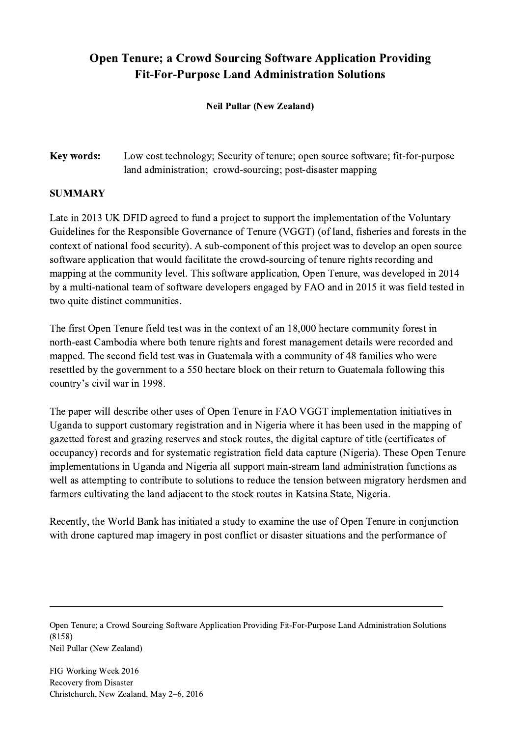# Open Tenure; a Crowd Sourcing Software Application Providing Fit-For-Purpose Land Administration Solutions

**Neil Pullar (New Zealand)**

**Key words:** Low cost technology; Security of tenure; open source software; fit-for-purpose land administration; crowd-sourcing; post-disaster mapping

## SUMMARY

Late in 2013 UK DFID agreed to fund a project to support the implementation of the Voluntary Guidelines for the Responsible Governance of Tenure (VGGT) (of land, fisheries and forests in the context of national food security). A sub-component of this project was to develop an open source software application that would facilitate the crowd-sourcing of tenure rights recording and mapping at the community level. This software application, Open Tenure, was developed in 2014 by a multi-national team of software developers engaged by FAO and in 2015 it was field tested in two quite distinct communities.

The first Open Tenure field test was in the context of an 18,000 hectare community forest in north-east Cambodia where both tenure rights and forest management details were recorded and mapped. The second field test was in Guatemala with a community of 48 families who were resettled by the government to a 550 hectare block on their return to Guatemala following this country's civil war in 1998.

The paper will describe other uses of Open Tenure in FAO VGGT implementation initiatives in Uganda to support customary registration and in Nigeria where it has been used in the mapping of gazetted forest and grazing reserves and stock routes, the digital capture of title (certificates of occupancy) records and for systematic registration field data capture (Nigeria). These Open Tenure implementations in Uganda and Nigeria all support main-stream land administration functions as well as attempting to contribute to solutions to reduce the tension between migratory herdsmen and farmers cultivating the land adjacent to the stock routes in Katsina State, Nigeria.

Recently, the World Bank has initiated a study to examine the use of Open Tenure in conjunction with drone captured map imagery in post conflict or disaster situations and the performance of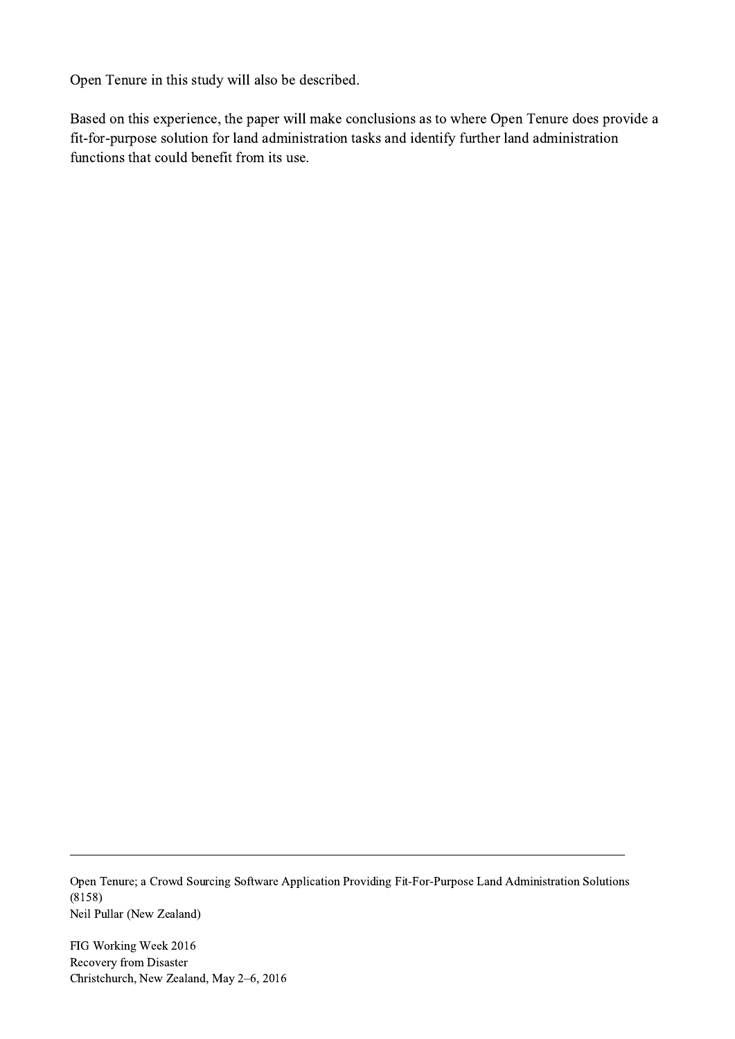Open Tenure in this study will also be described.

Based on this experience, the paper will make conclusions as to where Open Tenure does provide a fit-for-purpose solution for land administration tasks and identify further land administration functions that could benefit from its use.